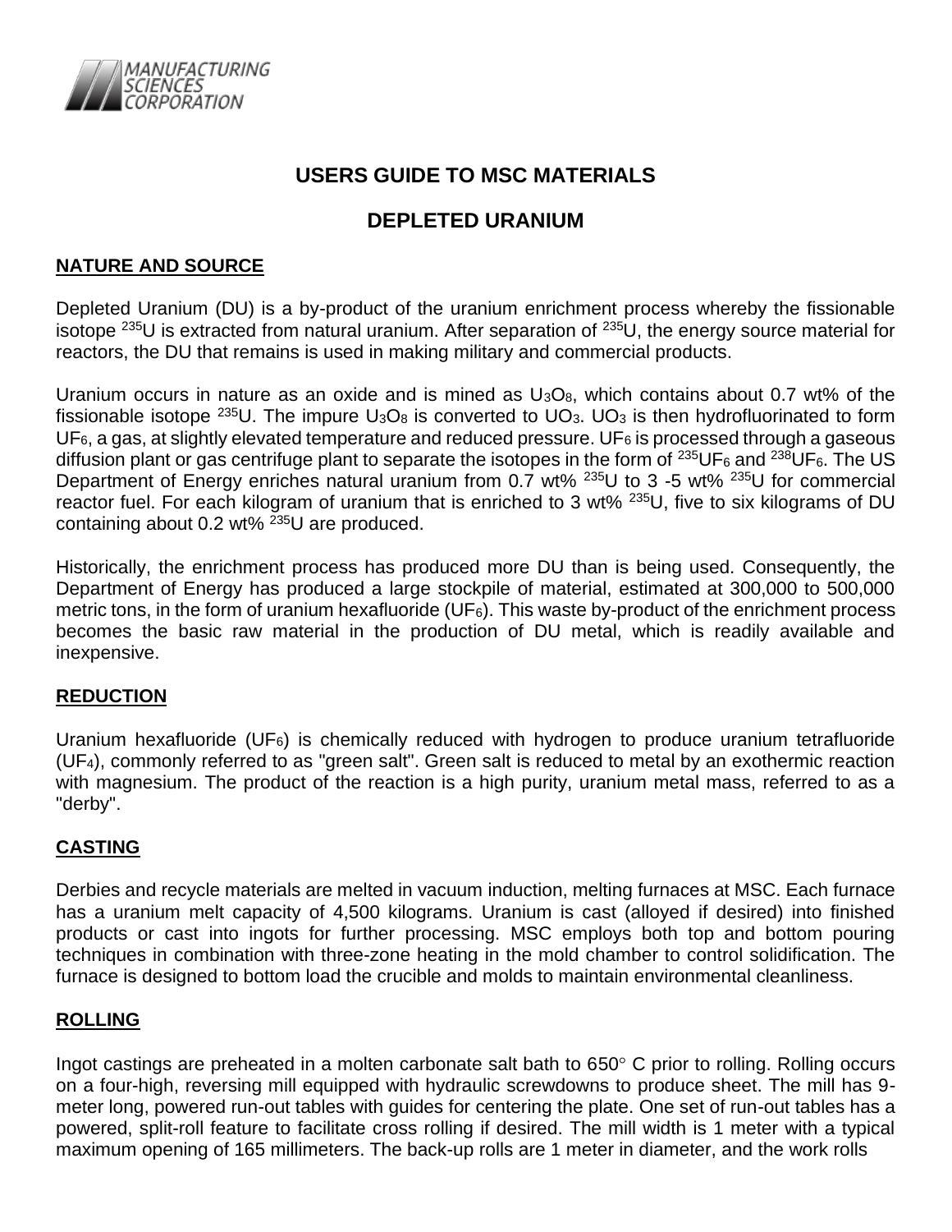MANUFACTURING SCIENCES CORPORATION

# USERS GUIDE TO MSC MATERIALS

# DEPLETED URANIUM

## NATURE AND SOURCE

Depleted Uranium (DU) is a by-product of the uranium enrichment process whereby the fissionable isotope $^{235}U$ is extracted from natural uranium. After separation of $^{235}U$, the energy source material for reactors, the DU that remains is used in making military and commercial products.

Uranium occurs in nature as an oxide and is mined as $U_3O_8$, which contains about 0.7 wt% of the fissionable isotope $^{235}U$. The impure $U_3O_8$ is converted to $UO_3$. $UO_3$ is then hydrofluorinated to form $UF_6$, a gas, at slightly elevated temperature and reduced pressure. $UF_6$ is processed through a gaseous diffusion plant or gas centrifuge plant to separate the isotopes in the form of $^{235}UF_6$ and $^{238}UF_6$. The US Department of Energy enriches natural uranium from 0.7 wt% $^{235}U$ to 3 -5 wt% $^{235}U$ for commercial reactor fuel. For each kilogram of uranium that is enriched to 3 wt% $^{235}U$, five to six kilograms of DU containing about 0.2 wt% $^{235}U$ are produced.

Historically, the enrichment process has produced more DU than is being used. Consequently, the Department of Energy has produced a large stockpile of material, estimated at 300,000 to 500,000 metric tons, in the form of uranium hexafluoride ($UF_6$). This waste by-product of the enrichment process becomes the basic raw material in the production of DU metal, which is readily available and inexpensive.

## REDUCTION

Uranium hexafluoride ($UF_6$) is chemically reduced with hydrogen to produce uranium tetrafluoride ($UF_4$), commonly referred to as "green salt". Green salt is reduced to metal by an exothermic reaction with magnesium. The product of the reaction is a high purity, uranium metal mass, referred to as a "derby".

## CASTING

Derbies and recycle materials are melted in vacuum induction, melting furnaces at MSC. Each furnace has a uranium melt capacity of 4,500 kilograms. Uranium is cast (alloyed if desired) into finished products or cast into ingots for further processing. MSC employs both top and bottom pouring techniques in combination with three-zone heating in the mold chamber to control solidification. The furnace is designed to bottom load the crucible and molds to maintain environmental cleanliness.

## ROLLING

Ingot castings are preheated in a molten carbonate salt bath to 650° C prior to rolling. Rolling occurs on a four-high, reversing mill equipped with hydraulic screwdowns to produce sheet. The mill has 9-meter long, powered run-out tables with guides for centering the plate. One set of run-out tables has a powered, split-roll feature to facilitate cross rolling if desired. The mill width is 1 meter with a typical maximum opening of 165 millimeters. The back-up rolls are 1 meter in diameter, and the work rolls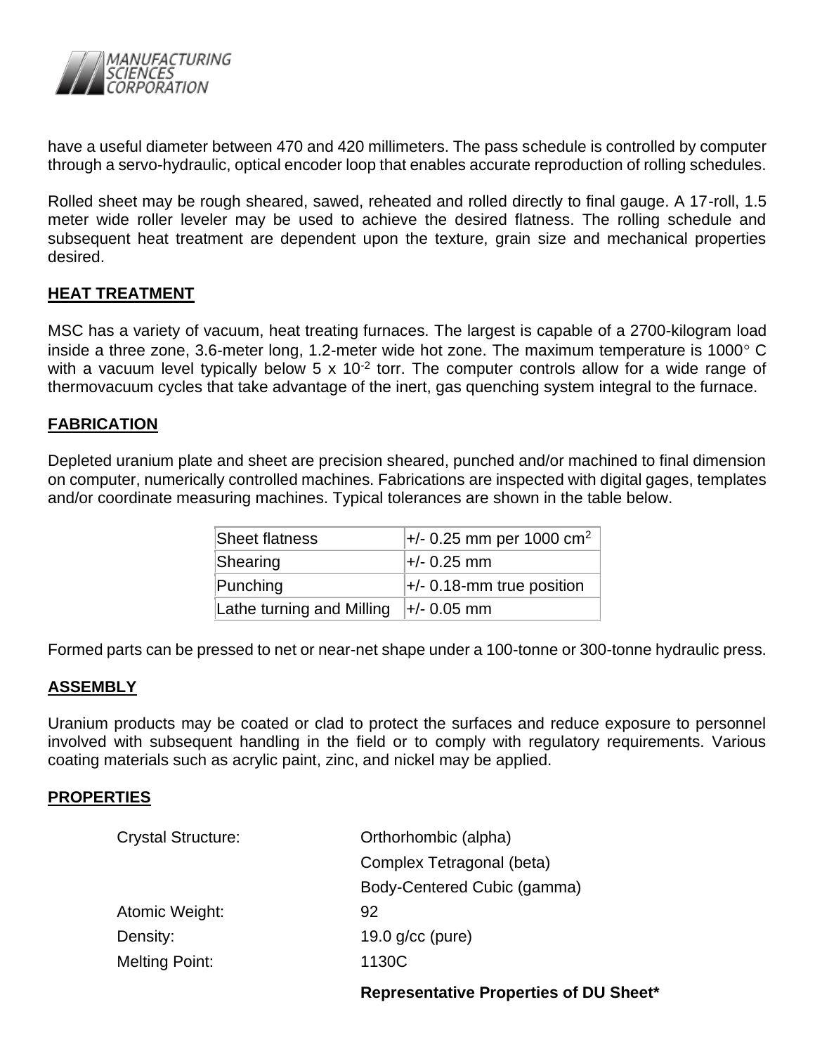have a useful diameter between 470 and 420 millimeters. The pass schedule is controlled by computer through a servo-hydraulic, optical encoder loop that enables accurate reproduction of rolling schedules.

Rolled sheet may be rough sheared, sawed, reheated and rolled directly to final gauge. A 17-roll, 1.5 meter wide roller leveler may be used to achieve the desired flatness. The rolling schedule and subsequent heat treatment are dependent upon the texture, grain size and mechanical properties desired.

## HEAT TREATMENT

MSC has a variety of vacuum, heat treating furnaces. The largest is capable of a 2700-kilogram load inside a three zone, 3.6-meter long, 1.2-meter wide hot zone. The maximum temperature is 1000° C with a vacuum level typically below $5 \times 10^{-2}$ torr. The computer controls allow for a wide range of thermovacuum cycles that take advantage of the inert, gas quenching system integral to the furnace.

## FABRICATION

Depleted uranium plate and sheet are precision sheared, punched and/or machined to final dimension on computer, numerically controlled machines. Fabrications are inspected with digital gages, templates and/or coordinate measuring machines. Typical tolerances are shown in the table below.

| | |
|---|---|
| Sheet flatness | +/- 0.25 mm per 1000 $cm^2$ |
| Shearing | +/- 0.25 mm |
| Punching | +/- 0.18-mm true position |
| Lathe turning and Milling | +/- 0.05 mm |

Formed parts can be pressed to net or near-net shape under a 100-tonne or 300-tonne hydraulic press.

## ASSEMBLY

Uranium products may be coated or clad to protect the surfaces and reduce exposure to personnel involved with subsequent handling in the field or to comply with regulatory requirements. Various coating materials such as acrylic paint, zinc, and nickel may be applied.

## PROPERTIES

| | |
|---|---|
| Crystal Structure: | Orthorhombic (alpha) |
| | Complex Tetragonal (beta) |
| | Body-Centered Cubic (gamma) |
| Atomic Weight: | 92 |
| Density: | 19.0 g/cc (pure) |
| Melting Point: | 1130C |

**Representative Properties of DU Sheet***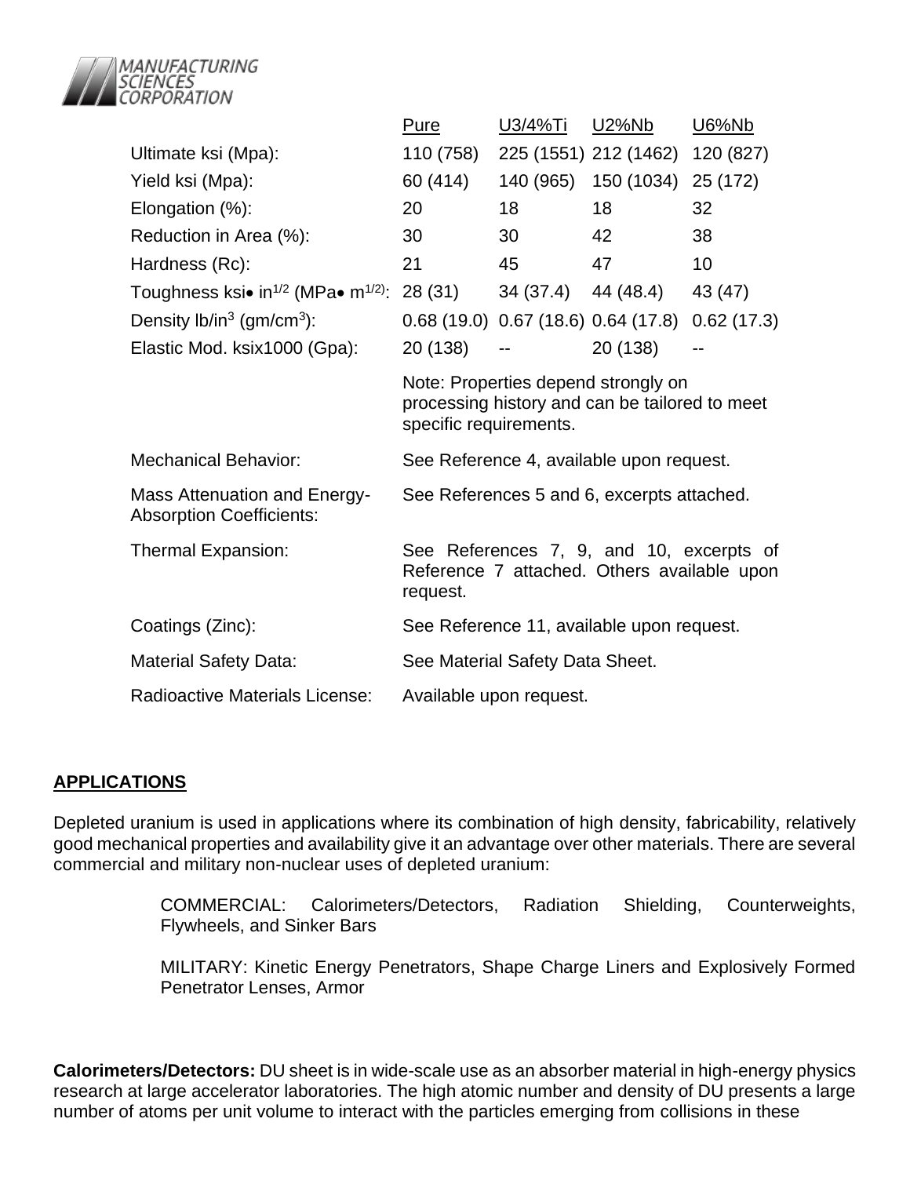| | Pure | U3/4%Ti | U2%Nb | U6%Nb |
|---|---|---|---|---|
| Ultimate ksi (Mpa): | 110 (758) | 225 (1551) | 212 (1462) | 120 (827) |
| Yield ksi (Mpa): | 60 (414) | 140 (965) | 150 (1034) | 25 (172) |
| Elongation (%): | 20 | 18 | 18 | 32 |
| Reduction in Area (%): | 30 | 30 | 42 | 38 |
| Hardness (Rc): | 21 | 45 | 47 | 10 |
| Toughness ksi• $in^{1/2}$ (MPa• $m^{1/2}$): | 28 (31) | 34 (37.4) | 44 (48.4) | 43 (47) |
| Density lb/$in^3$ (gm/$cm^3$): | 0.68 (19.0) | 0.67 (18.6) | 0.64 (17.8) | 0.62 (17.3) |
| Elastic Mod. ksix1000 (Gpa): | 20 (138) | -- | 20 (138) | -- |

Note: Properties depend strongly on processing history and can be tailored to meet specific requirements.

**Mechanical Behavior:** See Reference 4, available upon request.

**Mass Attenuation and Energy-Absorption Coefficients:** See References 5 and 6, excerpts attached.

**Thermal Expansion:** See References 7, 9, and 10, excerpts of Reference 7 attached. Others available upon request.

**Coatings (Zinc):** See Reference 11, available upon request.

**Material Safety Data:** See Material Safety Data Sheet.

**Radioactive Materials License:** Available upon request.

## APPLICATIONS

Depleted uranium is used in applications where its combination of high density, fabricability, relatively good mechanical properties and availability give it an advantage over other materials. There are several commercial and military non-nuclear uses of depleted uranium:

> COMMERCIAL: Calorimeters/Detectors, Radiation Shielding, Counterweights, Flywheels, and Sinker Bars
>
> MILITARY: Kinetic Energy Penetrators, Shape Charge Liners and Explosively Formed Penetrator Lenses, Armor

**Calorimeters/Detectors:** DU sheet is in wide-scale use as an absorber material in high-energy physics research at large accelerator laboratories. The high atomic number and density of DU presents a large number of atoms per unit volume to interact with the particles emerging from collisions in these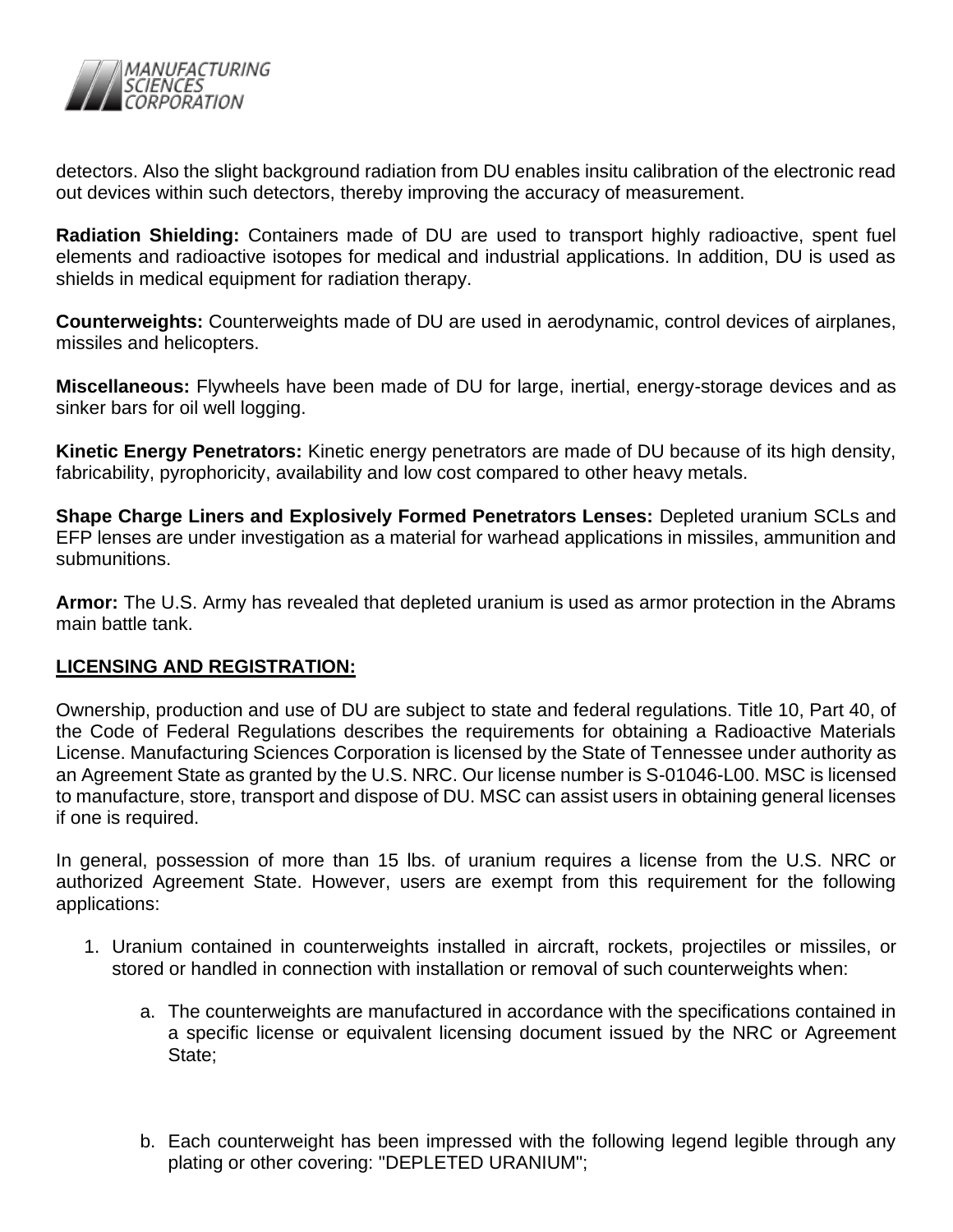detectors. Also the slight background radiation from DU enables insitu calibration of the electronic read out devices within such detectors, thereby improving the accuracy of measurement.

**Radiation Shielding:** Containers made of DU are used to transport highly radioactive, spent fuel elements and radioactive isotopes for medical and industrial applications. In addition, DU is used as shields in medical equipment for radiation therapy.

**Counterweights:** Counterweights made of DU are used in aerodynamic, control devices of airplanes, missiles and helicopters.

**Miscellaneous:** Flywheels have been made of DU for large, inertial, energy-storage devices and as sinker bars for oil well logging.

**Kinetic Energy Penetrators:** Kinetic energy penetrators are made of DU because of its high density, fabricability, pyrophoricity, availability and low cost compared to other heavy metals.

**Shape Charge Liners and Explosively Formed Penetrators Lenses:** Depleted uranium SCLs and EFP lenses are under investigation as a material for warhead applications in missiles, ammunition and submunitions.

**Armor:** The U.S. Army has revealed that depleted uranium is used as armor protection in the Abrams main battle tank.

## LICENSING AND REGISTRATION:

Ownership, production and use of DU are subject to state and federal regulations. Title 10, Part 40, of the Code of Federal Regulations describes the requirements for obtaining a Radioactive Materials License. Manufacturing Sciences Corporation is licensed by the State of Tennessee under authority as an Agreement State as granted by the U.S. NRC. Our license number is S-01046-L00. MSC is licensed to manufacture, store, transport and dispose of DU. MSC can assist users in obtaining general licenses if one is required.

In general, possession of more than 15 lbs. of uranium requires a license from the U.S. NRC or authorized Agreement State. However, users are exempt from this requirement for the following applications:

1. Uranium contained in counterweights installed in aircraft, rockets, projectiles or missiles, or stored or handled in connection with installation or removal of such counterweights when:

   a. The counterweights are manufactured in accordance with the specifications contained in a specific license or equivalent licensing document issued by the NRC or Agreement State;

   b. Each counterweight has been impressed with the following legend legible through any plating or other covering: "DEPLETED URANIUM";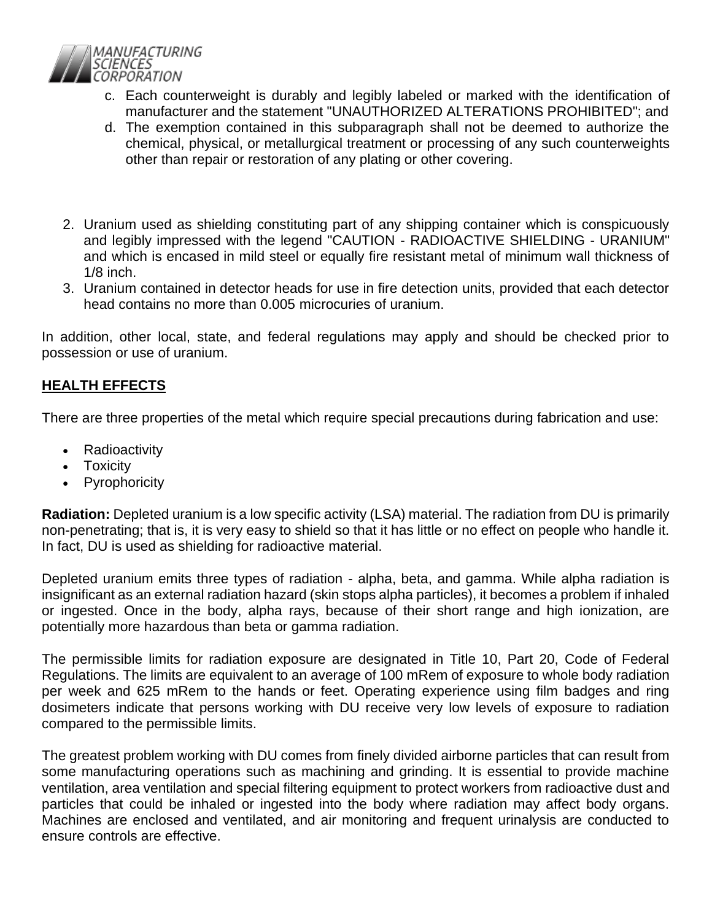c. Each counterweight is durably and legibly labeled or marked with the identification of manufacturer and the statement "UNAUTHORIZED ALTERATIONS PROHIBITED"; and
d. The exemption contained in this subparagraph shall not be deemed to authorize the chemical, physical, or metallurgical treatment or processing of any such counterweights other than repair or restoration of any plating or other covering.

2. Uranium used as shielding constituting part of any shipping container which is conspicuously and legibly impressed with the legend "CAUTION - RADIOACTIVE SHIELDING - URANIUM" and which is encased in mild steel or equally fire resistant metal of minimum wall thickness of 1/8 inch.
3. Uranium contained in detector heads for use in fire detection units, provided that each detector head contains no more than 0.005 microcuries of uranium.

In addition, other local, state, and federal regulations may apply and should be checked prior to possession or use of uranium.

## HEALTH EFFECTS

There are three properties of the metal which require special precautions during fabrication and use:

- Radioactivity
- Toxicity
- Pyrophoricity

**Radiation:** Depleted uranium is a low specific activity (LSA) material. The radiation from DU is primarily non-penetrating; that is, it is very easy to shield so that it has little or no effect on people who handle it. In fact, DU is used as shielding for radioactive material.

Depleted uranium emits three types of radiation - alpha, beta, and gamma. While alpha radiation is insignificant as an external radiation hazard (skin stops alpha particles), it becomes a problem if inhaled or ingested. Once in the body, alpha rays, because of their short range and high ionization, are potentially more hazardous than beta or gamma radiation.

The permissible limits for radiation exposure are designated in Title 10, Part 20, Code of Federal Regulations. The limits are equivalent to an average of 100 mRem of exposure to whole body radiation per week and 625 mRem to the hands or feet. Operating experience using film badges and ring dosimeters indicate that persons working with DU receive very low levels of exposure to radiation compared to the permissible limits.

The greatest problem working with DU comes from finely divided airborne particles that can result from some manufacturing operations such as machining and grinding. It is essential to provide machine ventilation, area ventilation and special filtering equipment to protect workers from radioactive dust and particles that could be inhaled or ingested into the body where radiation may affect body organs. Machines are enclosed and ventilated, and air monitoring and frequent urinalysis are conducted to ensure controls are effective.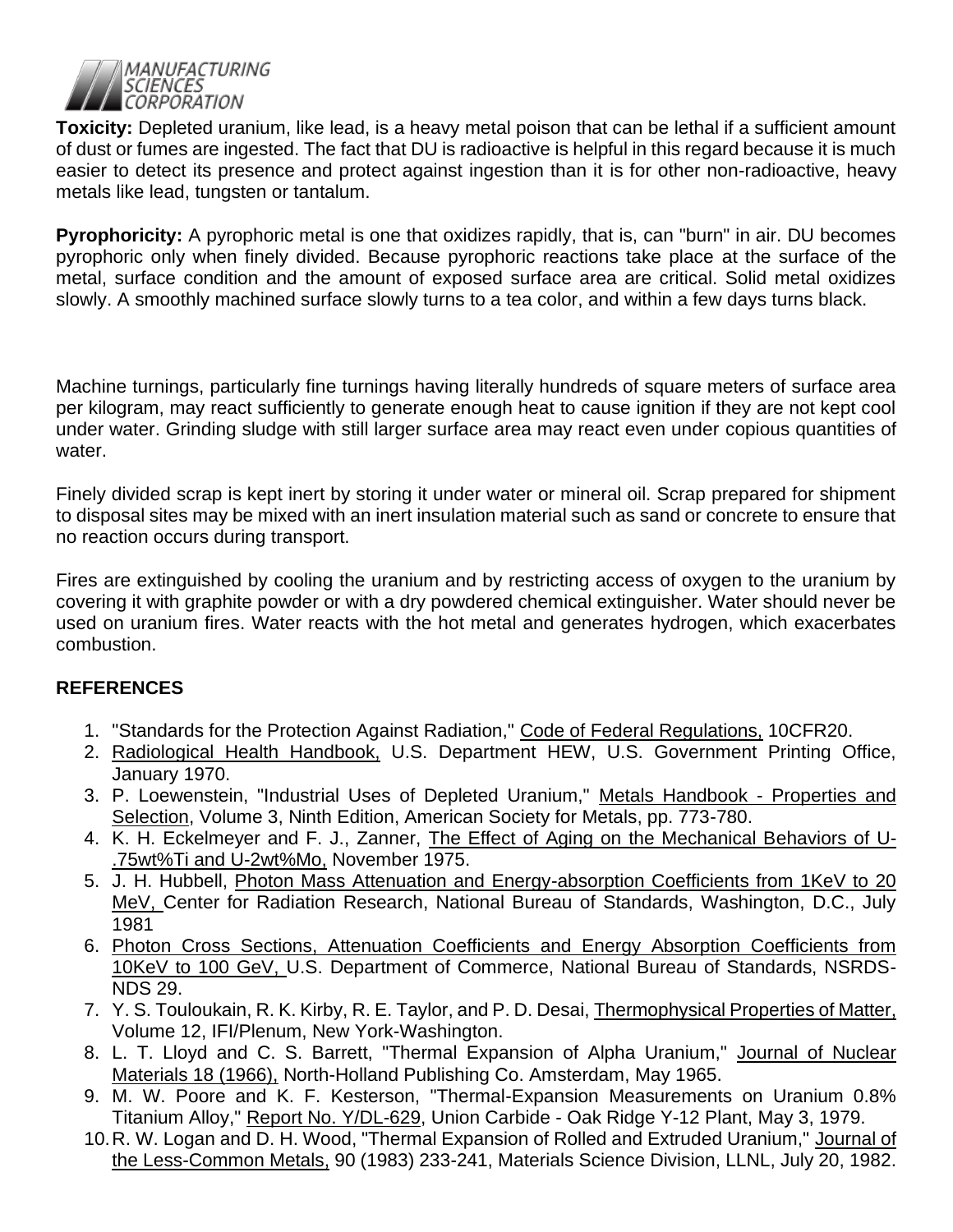**Toxicity:** Depleted uranium, like lead, is a heavy metal poison that can be lethal if a sufficient amount of dust or fumes are ingested. The fact that DU is radioactive is helpful in this regard because it is much easier to detect its presence and protect against ingestion than it is for other non-radioactive, heavy metals like lead, tungsten or tantalum.

**Pyrophoricity:** A pyrophoric metal is one that oxidizes rapidly, that is, can "burn" in air. DU becomes pyrophoric only when finely divided. Because pyrophoric reactions take place at the surface of the metal, surface condition and the amount of exposed surface area are critical. Solid metal oxidizes slowly. A smoothly machined surface slowly turns to a tea color, and within a few days turns black.

Machine turnings, particularly fine turnings having literally hundreds of square meters of surface area per kilogram, may react sufficiently to generate enough heat to cause ignition if they are not kept cool under water. Grinding sludge with still larger surface area may react even under copious quantities of water.

Finely divided scrap is kept inert by storing it under water or mineral oil. Scrap prepared for shipment to disposal sites may be mixed with an inert insulation material such as sand or concrete to ensure that no reaction occurs during transport.

Fires are extinguished by cooling the uranium and by restricting access of oxygen to the uranium by covering it with graphite powder or with a dry powdered chemical extinguisher. Water should never be used on uranium fires. Water reacts with the hot metal and generates hydrogen, which exacerbates combustion.

## REFERENCES

1. "Standards for the Protection Against Radiation," Code of Federal Regulations, 10CFR20.
2. Radiological Health Handbook, U.S. Department HEW, U.S. Government Printing Office, January 1970.
3. P. Loewenstein, "Industrial Uses of Depleted Uranium," Metals Handbook - Properties and Selection, Volume 3, Ninth Edition, American Society for Metals, pp. 773-780.
4. K. H. Eckelmeyer and F. J., Zanner, The Effect of Aging on the Mechanical Behaviors of U-.75wt%Ti and U-2wt%Mo, November 1975.
5. J. H. Hubbell, Photon Mass Attenuation and Energy-absorption Coefficients from 1KeV to 20 MeV, Center for Radiation Research, National Bureau of Standards, Washington, D.C., July 1981
6. Photon Cross Sections, Attenuation Coefficients and Energy Absorption Coefficients from 10KeV to 100 GeV, U.S. Department of Commerce, National Bureau of Standards, NSRDS-NDS 29.
7. Y. S. Touloukain, R. K. Kirby, R. E. Taylor, and P. D. Desai, Thermophysical Properties of Matter, Volume 12, IFI/Plenum, New York-Washington.
8. L. T. Lloyd and C. S. Barrett, "Thermal Expansion of Alpha Uranium," Journal of Nuclear Materials 18 (1966), North-Holland Publishing Co. Amsterdam, May 1965.
9. M. W. Poore and K. F. Kesterson, "Thermal-Expansion Measurements on Uranium 0.8% Titanium Alloy," Report No. Y/DL-629, Union Carbide - Oak Ridge Y-12 Plant, May 3, 1979.
10. R. W. Logan and D. H. Wood, "Thermal Expansion of Rolled and Extruded Uranium," Journal of the Less-Common Metals, 90 (1983) 233-241, Materials Science Division, LLNL, July 20, 1982.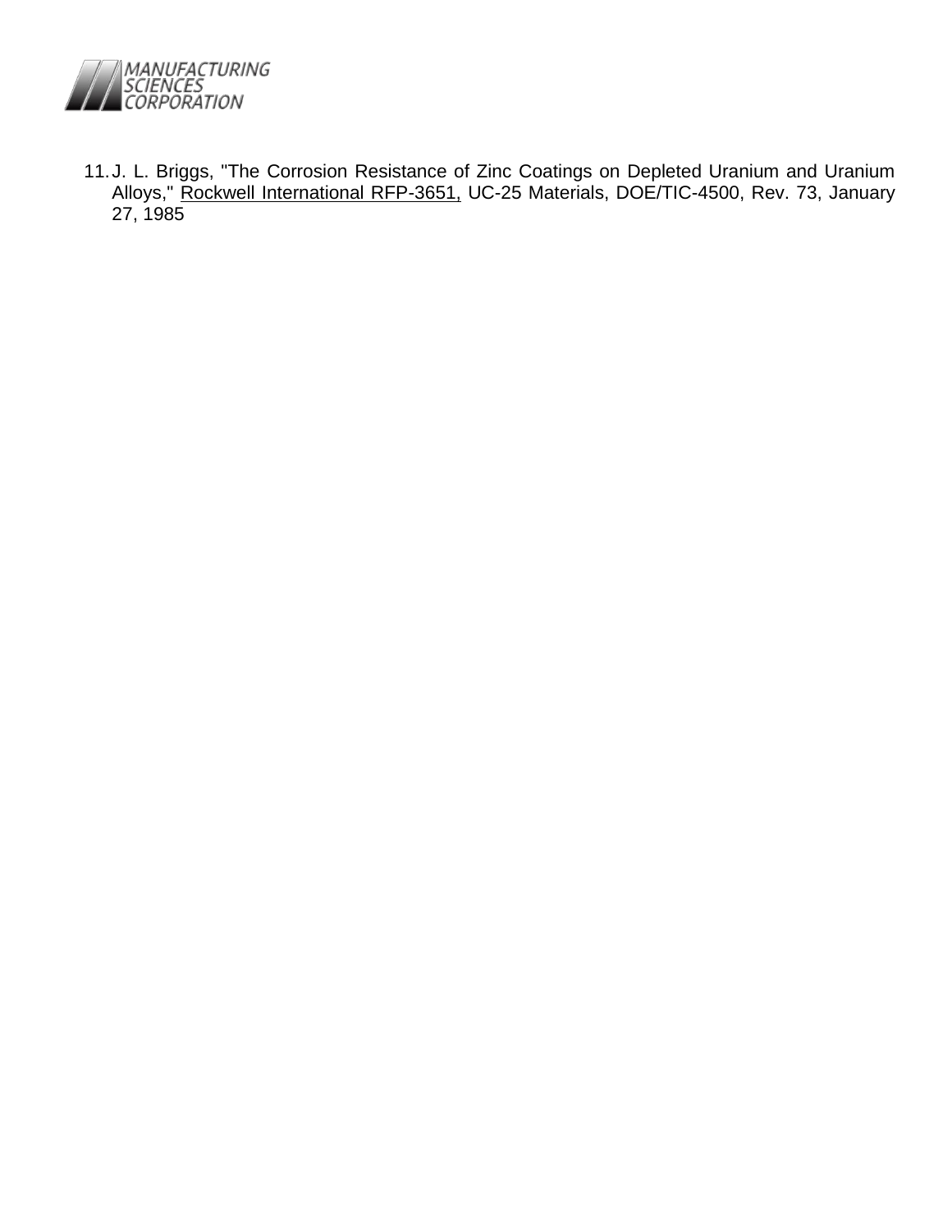11. J. L. Briggs, "The Corrosion Resistance of Zinc Coatings on Depleted Uranium and Uranium Alloys," Rockwell International RFP-3651, UC-25 Materials, DOE/TIC-4500, Rev. 73, January 27, 1985